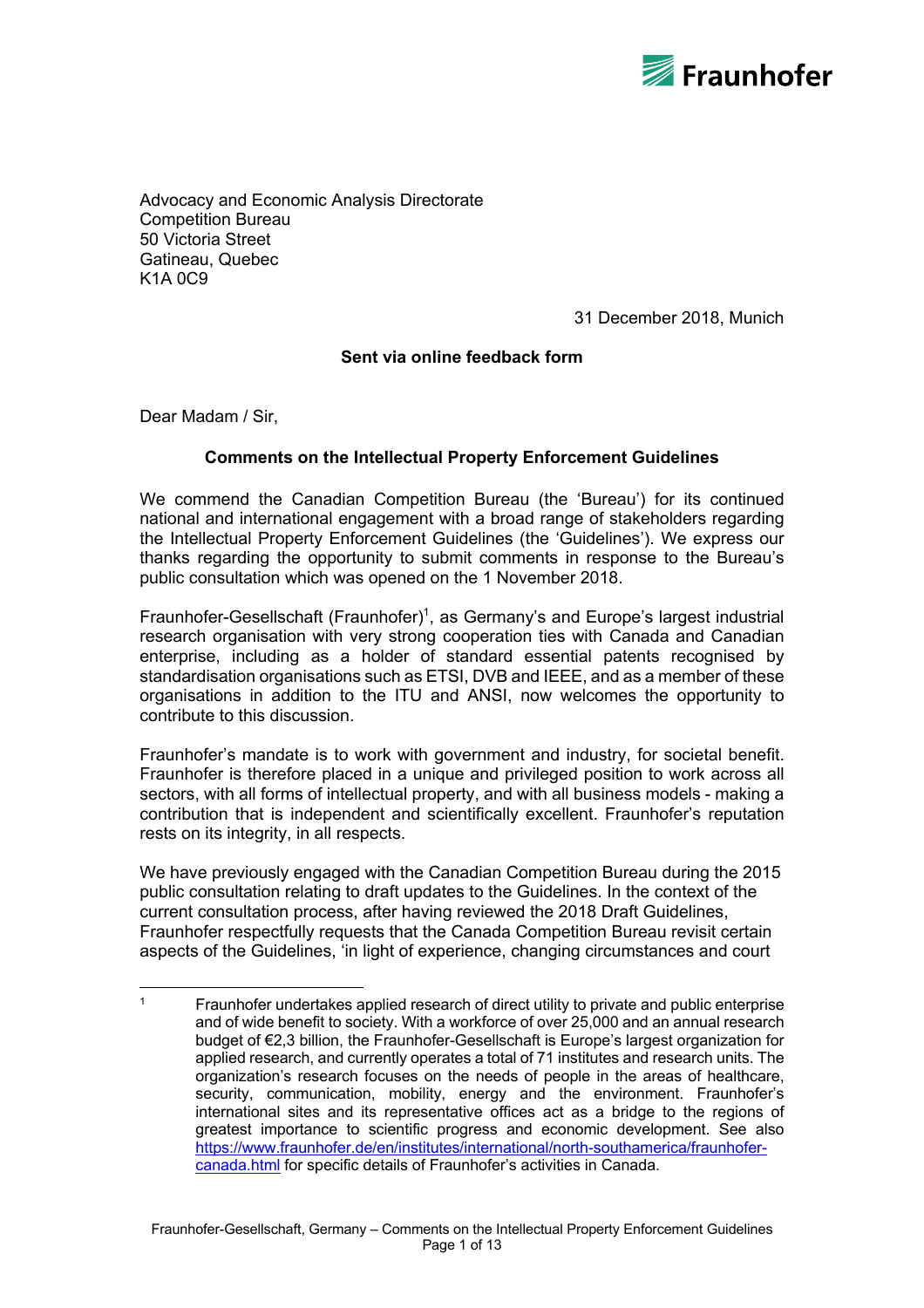Advocacy and Economic Analysis Directorate
Competition Bureau
50 Victoria Street
Gatineau, Quebec
K1A 0C9

31 December 2018, Munich

**Sent via online feedback form**

Dear Madam / Sir,

**Comments on the Intellectual Property Enforcement Guidelines**

We commend the Canadian Competition Bureau (the 'Bureau') for its continued national and international engagement with a broad range of stakeholders regarding the Intellectual Property Enforcement Guidelines (the 'Guidelines'). We express our thanks regarding the opportunity to submit comments in response to the Bureau's public consultation which was opened on the 1 November 2018.

Fraunhofer-Gesellschaft (Fraunhofer)[1], as Germany's and Europe's largest industrial research organisation with very strong cooperation ties with Canada and Canadian enterprise, including as a holder of standard essential patents recognised by standardisation organisations such as ETSI, DVB and IEEE, and as a member of these organisations in addition to the ITU and ANSI, now welcomes the opportunity to contribute to this discussion.

Fraunhofer's mandate is to work with government and industry, for societal benefit. Fraunhofer is therefore placed in a unique and privileged position to work across all sectors, with all forms of intellectual property, and with all business models - making a contribution that is independent and scientifically excellent. Fraunhofer's reputation rests on its integrity, in all respects.

We have previously engaged with the Canadian Competition Bureau during the 2015 public consultation relating to draft updates to the Guidelines. In the context of the current consultation process, after having reviewed the 2018 Draft Guidelines, Fraunhofer respectfully requests that the Canada Competition Bureau revisit certain aspects of the Guidelines, 'in light of experience, changing circumstances and court

---

[1] Fraunhofer undertakes applied research of direct utility to private and public enterprise and of wide benefit to society. With a workforce of over 25,000 and an annual research budget of €2,3 billion, the Fraunhofer-Gesellschaft is Europe's largest organization for applied research, and currently operates a total of 71 institutes and research units. The organization's research focuses on the needs of people in the areas of healthcare, security, communication, mobility, energy and the environment. Fraunhofer's international sites and its representative offices act as a bridge to the regions of greatest importance to scientific progress and economic development. See also [https://www.fraunhofer.de/en/institutes/international/north-southamerica/fraunhofer-canada.html](https://www.fraunhofer.de/en/institutes/international/north-southamerica/fraunhofer-canada.html) for specific details of Fraunhofer's activities in Canada.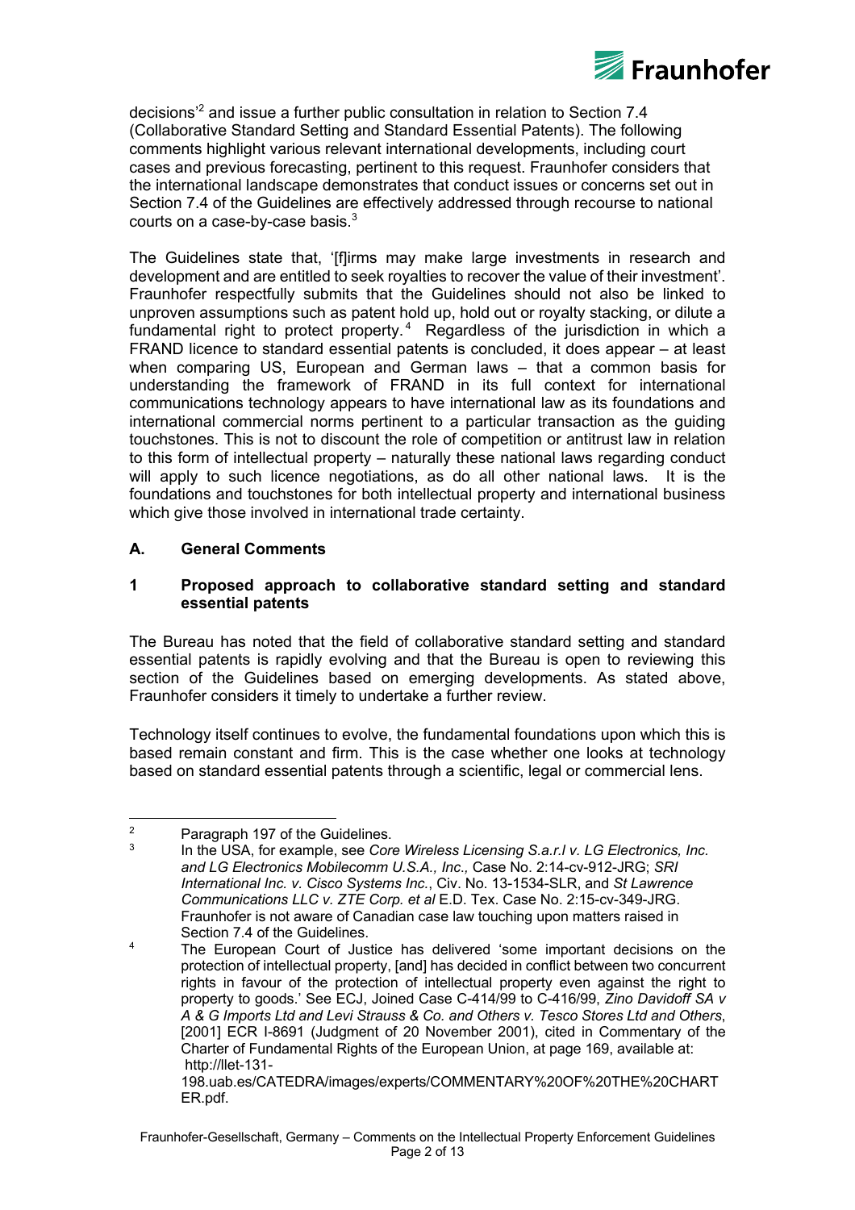decisions'[2] and issue a further public consultation in relation to Section 7.4 (Collaborative Standard Setting and Standard Essential Patents). The following comments highlight various relevant international developments, including court cases and previous forecasting, pertinent to this request. Fraunhofer considers that the international landscape demonstrates that conduct issues or concerns set out in Section 7.4 of the Guidelines are effectively addressed through recourse to national courts on a case-by-case basis.[3]

The Guidelines state that, '[f]irms may make large investments in research and development and are entitled to seek royalties to recover the value of their investment'. Fraunhofer respectfully submits that the Guidelines should not also be linked to unproven assumptions such as patent hold up, hold out or royalty stacking, or dilute a fundamental right to protect property.[4] Regardless of the jurisdiction in which a FRAND licence to standard essential patents is concluded, it does appear – at least when comparing US, European and German laws – that a common basis for understanding the framework of FRAND in its full context for international communications technology appears to have international law as its foundations and international commercial norms pertinent to a particular transaction as the guiding touchstones. This is not to discount the role of competition or antitrust law in relation to this form of intellectual property – naturally these national laws regarding conduct will apply to such licence negotiations, as do all other national laws. It is the foundations and touchstones for both intellectual property and international business which give those involved in international trade certainty.

## A. General Comments

### 1 Proposed approach to collaborative standard setting and standard essential patents

The Bureau has noted that the field of collaborative standard setting and standard essential patents is rapidly evolving and that the Bureau is open to reviewing this section of the Guidelines based on emerging developments. As stated above, Fraunhofer considers it timely to undertake a further review.

Technology itself continues to evolve, the fundamental foundations upon which this is based remain constant and firm. This is the case whether one looks at technology based on standard essential patents through a scientific, legal or commercial lens.

---

[2] Paragraph 197 of the Guidelines.

[3] In the USA, for example, see *Core Wireless Licensing S.a.r.l v. LG Electronics, Inc. and LG Electronics Mobilecomm U.S.A., Inc.,* Case No. 2:14-cv-912-JRG; *SRI International Inc. v. Cisco Systems Inc.*, Civ. No. 13-1534-SLR, and *St Lawrence Communications LLC v. ZTE Corp. et al* E.D. Tex. Case No. 2:15-cv-349-JRG. Fraunhofer is not aware of Canadian case law touching upon matters raised in Section 7.4 of the Guidelines.

[4] The European Court of Justice has delivered 'some important decisions on the protection of intellectual property, [and] has decided in conflict between two concurrent rights in favour of the protection of intellectual property even against the right to property to goods.' See ECJ, Joined Case C-414/99 to C-416/99, *Zino Davidoff SA v A & G Imports Ltd and Levi Strauss & Co. and Others v. Tesco Stores Ltd and Others*, [2001] ECR I-8691 (Judgment of 20 November 2001), cited in Commentary of the Charter of Fundamental Rights of the European Union, at page 169, available at: http://llet-131-198.uab.es/CATEDRA/images/experts/COMMENTARY%20OF%20THE%20CHARTER.pdf.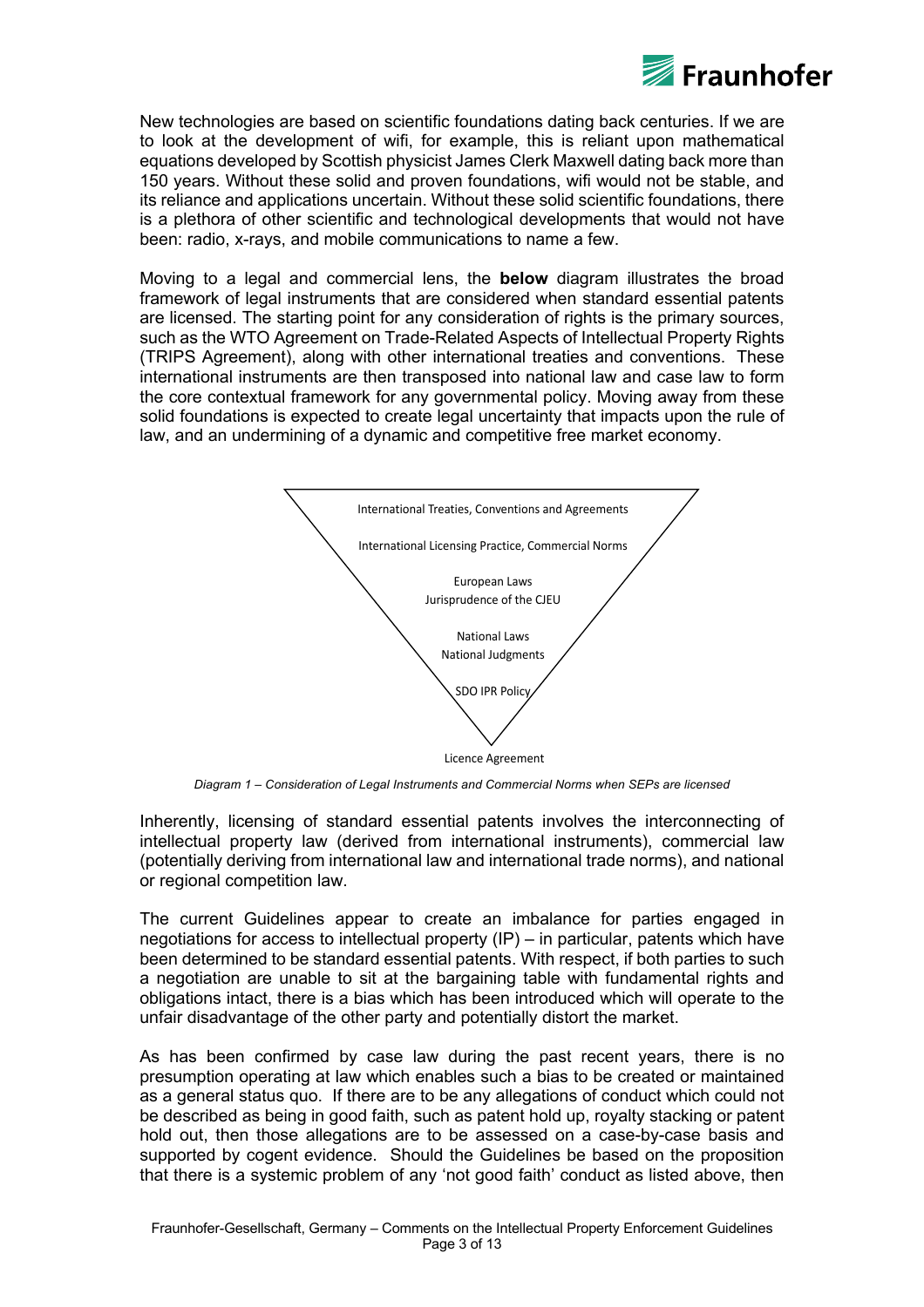New technologies are based on scientific foundations dating back centuries. If we are to look at the development of wifi, for example, this is reliant upon mathematical equations developed by Scottish physicist James Clerk Maxwell dating back more than 150 years. Without these solid and proven foundations, wifi would not be stable, and its reliance and applications uncertain. Without these solid scientific foundations, there is a plethora of other scientific and technological developments that would not have been: radio, x-rays, and mobile communications to name a few.

Moving to a legal and commercial lens, the **below** diagram illustrates the broad framework of legal instruments that are considered when standard essential patents are licensed. The starting point for any consideration of rights is the primary sources, such as the WTO Agreement on Trade-Related Aspects of Intellectual Property Rights (TRIPS Agreement), along with other international treaties and conventions. These international instruments are then transposed into national law and case law to form the core contextual framework for any governmental policy. Moving away from these solid foundations is expected to create legal uncertainty that impacts upon the rule of law, and an undermining of a dynamic and competitive free market economy.

International Treaties, Conventions and Agreements

International Licensing Practice, Commercial Norms

European Laws
Jurisprudence of the CJEU

National Laws
National Judgments

SDO IPR Policy

Licence Agreement

*Diagram 1 – Consideration of Legal Instruments and Commercial Norms when SEPs are licensed*

Inherently, licensing of standard essential patents involves the interconnecting of intellectual property law (derived from international instruments), commercial law (potentially deriving from international law and international trade norms), and national or regional competition law.

The current Guidelines appear to create an imbalance for parties engaged in negotiations for access to intellectual property (IP) – in particular, patents which have been determined to be standard essential patents. With respect, if both parties to such a negotiation are unable to sit at the bargaining table with fundamental rights and obligations intact, there is a bias which has been introduced which will operate to the unfair disadvantage of the other party and potentially distort the market.

As has been confirmed by case law during the past recent years, there is no presumption operating at law which enables such a bias to be created or maintained as a general status quo. If there are to be any allegations of conduct which could not be described as being in good faith, such as patent hold up, royalty stacking or patent hold out, then those allegations are to be assessed on a case-by-case basis and supported by cogent evidence. Should the Guidelines be based on the proposition that there is a systemic problem of any 'not good faith' conduct as listed above, then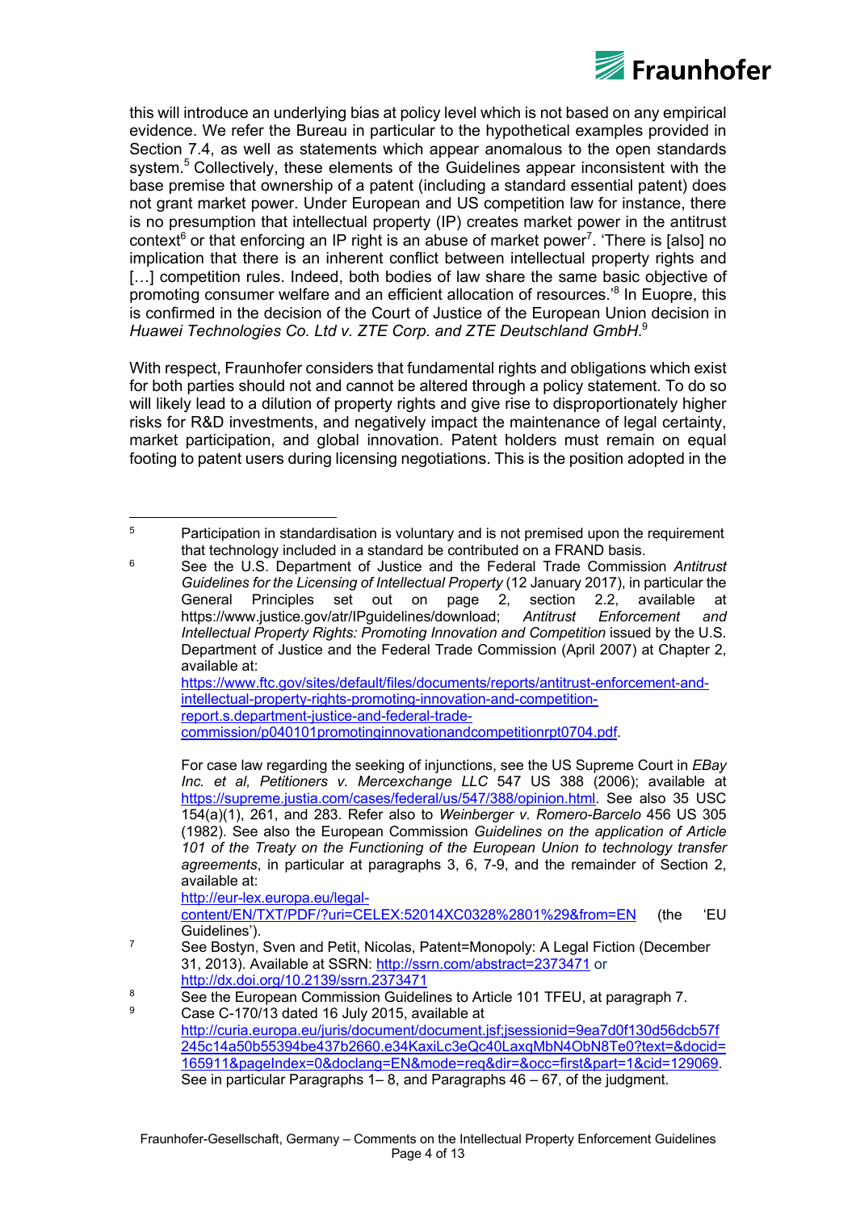this will introduce an underlying bias at policy level which is not based on any empirical evidence. We refer the Bureau in particular to the hypothetical examples provided in Section 7.4, as well as statements which appear anomalous to the open standards system.[5] Collectively, these elements of the Guidelines appear inconsistent with the base premise that ownership of a patent (including a standard essential patent) does not grant market power. Under European and US competition law for instance, there is no presumption that intellectual property (IP) creates market power in the antitrust context[6] or that enforcing an IP right is an abuse of market power[7]. 'There is [also] no implication that there is an inherent conflict between intellectual property rights and […] competition rules. Indeed, both bodies of law share the same basic objective of promoting consumer welfare and an efficient allocation of resources.'[8] In Euopre, this is confirmed in the decision of the Court of Justice of the European Union decision in *Huawei Technologies Co. Ltd v. ZTE Corp. and ZTE Deutschland GmbH*.[9]

With respect, Fraunhofer considers that fundamental rights and obligations which exist for both parties should not and cannot be altered through a policy statement. To do so will likely lead to a dilution of property rights and give rise to disproportionately higher risks for R&D investments, and negatively impact the maintenance of legal certainty, market participation, and global innovation. Patent holders must remain on equal footing to patent users during licensing negotiations. This is the position adopted in the

---

[5] Participation in standardisation is voluntary and is not premised upon the requirement that technology included in a standard be contributed on a FRAND basis.

[6] See the U.S. Department of Justice and the Federal Trade Commission *Antitrust Guidelines for the Licensing of Intellectual Property* (12 January 2017), in particular the General Principles set out on page 2, section 2.2, available at https://www.justice.gov/atr/IPguidelines/download; *Antitrust Enforcement and Intellectual Property Rights: Promoting Innovation and Competition* issued by the U.S. Department of Justice and the Federal Trade Commission (April 2007) at Chapter 2, available at: https://www.ftc.gov/sites/default/files/documents/reports/antitrust-enforcement-and-intellectual-property-rights-promoting-innovation-and-competition-report.s.department-justice-and-federal-trade-commission/p040101promotinginnovationandcompetitionrpt0704.pdf.

For case law regarding the seeking of injunctions, see the US Supreme Court in *EBay Inc. et al, Petitioners v. Mercexchange LLC* 547 US 388 (2006); available at https://supreme.justia.com/cases/federal/us/547/388/opinion.html. See also 35 USC 154(a)(1), 261, and 283. Refer also to *Weinberger v. Romero-Barcelo* 456 US 305 (1982). See also the European Commission *Guidelines on the application of Article 101 of the Treaty on the Functioning of the European Union to technology transfer agreements*, in particular at paragraphs 3, 6, 7-9, and the remainder of Section 2, available at: http://eur-lex.europa.eu/legal-content/EN/TXT/PDF/?uri=CELEX:52014XC0328%2801%29&from=EN (the 'EU Guidelines').

[7] See Bostyn, Sven and Petit, Nicolas, Patent=Monopoly: A Legal Fiction (December 31, 2013). Available at SSRN: http://ssrn.com/abstract=2373471 or http://dx.doi.org/10.2139/ssrn.2373471

[8] See the European Commission Guidelines to Article 101 TFEU, at paragraph 7.

[9] Case C-170/13 dated 16 July 2015, available at http://curia.europa.eu/juris/document/document.jsf;jsessionid=9ea7d0f130d56dcb57f245c14a50b55394be437b2660.e34KaxiLc3eQc40LaxqMbN4ObN8Te0?text=&docid=165911&pageIndex=0&doclang=EN&mode=req&dir=&occ=first&part=1&cid=129069. See in particular Paragraphs 1– 8, and Paragraphs 46 – 67, of the judgment.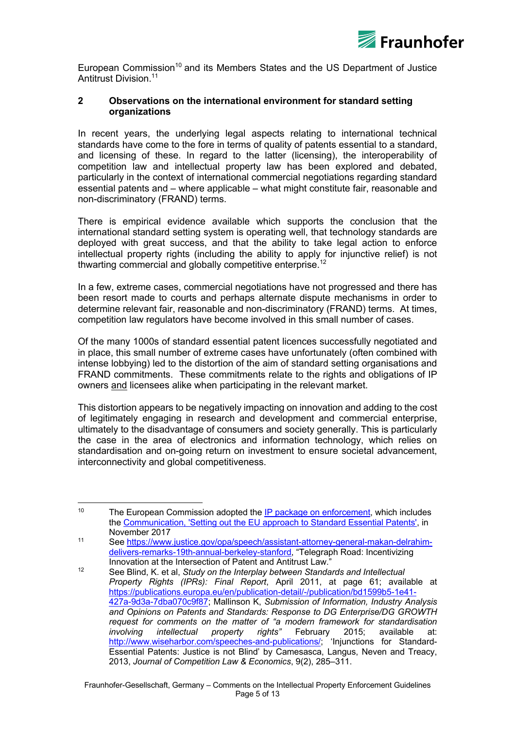European Commission[10] and its Members States and the US Department of Justice Antitrust Division.[11]

## 2 Observations on the international environment for standard setting organizations

In recent years, the underlying legal aspects relating to international technical standards have come to the fore in terms of quality of patents essential to a standard, and licensing of these. In regard to the latter (licensing), the interoperability of competition law and intellectual property law has been explored and debated, particularly in the context of international commercial negotiations regarding standard essential patents and – where applicable – what might constitute fair, reasonable and non-discriminatory (FRAND) terms.

There is empirical evidence available which supports the conclusion that the international standard setting system is operating well, that technology standards are deployed with great success, and that the ability to take legal action to enforce intellectual property rights (including the ability to apply for injunctive relief) is not thwarting commercial and globally competitive enterprise.[12]

In a few, extreme cases, commercial negotiations have not progressed and there has been resort made to courts and perhaps alternate dispute mechanisms in order to determine relevant fair, reasonable and non-discriminatory (FRAND) terms. At times, competition law regulators have become involved in this small number of cases.

Of the many 1000s of standard essential patent licences successfully negotiated and in place, this small number of extreme cases have unfortunately (often combined with intense lobbying) led to the distortion of the aim of standard setting organisations and FRAND commitments. These commitments relate to the rights and obligations of IP owners <u>and</u> licensees alike when participating in the relevant market.

This distortion appears to be negatively impacting on innovation and adding to the cost of legitimately engaging in research and development and commercial enterprise, ultimately to the disadvantage of consumers and society generally. This is particularly the case in the area of electronics and information technology, which relies on standardisation and on-going return on investment to ensure societal advancement, interconnectivity and global competitiveness.

---

[10] The European Commission adopted the IP package on enforcement, which includes the Communication, 'Setting out the EU approach to Standard Essential Patents', in November 2017

[11] See https://www.justice.gov/opa/speech/assistant-attorney-general-makan-delrahim-delivers-remarks-19th-annual-berkeley-stanford, "Telegraph Road: Incentivizing Innovation at the Intersection of Patent and Antitrust Law."

[12] See Blind, K. et al, *Study on the Interplay between Standards and Intellectual Property Rights (IPRs): Final Report*, April 2011, at page 61; available at https://publications.europa.eu/en/publication-detail/-/publication/bd1599b5-1e41-427a-9d3a-7dba070c9f87; Mallinson K, *Submission of Information, Industry Analysis and Opinions on Patents and Standards: Response to DG Enterprise/DG GROWTH request for comments on the matter of "a modern framework for standardisation involving intellectual property rights"* February 2015; available at: http://www.wiseharbor.com/speeches-and-publications/; 'Injunctions for Standard-Essential Patents: Justice is not Blind' by Camesasca, Langus, Neven and Treacy, 2013, *Journal of Competition Law & Economics*, 9(2), 285–311.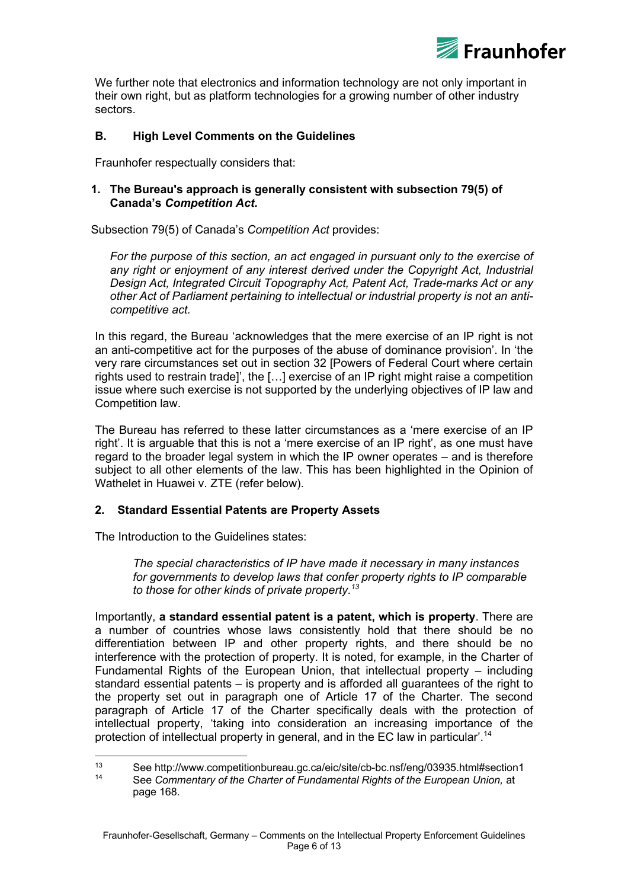We further note that electronics and information technology are not only important in their own right, but as platform technologies for a growing number of other industry sectors.

## B. High Level Comments on the Guidelines

Fraunhofer respectually considers that:

### 1. The Bureau's approach is generally consistent with subsection 79(5) of Canada's *Competition Act.*

Subsection 79(5) of Canada's *Competition Act* provides:

> *For the purpose of this section, an act engaged in pursuant only to the exercise of any right or enjoyment of any interest derived under the Copyright Act, Industrial Design Act, Integrated Circuit Topography Act, Patent Act, Trade-marks Act or any other Act of Parliament pertaining to intellectual or industrial property is not an anti-competitive act.*

In this regard, the Bureau 'acknowledges that the mere exercise of an IP right is not an anti-competitive act for the purposes of the abuse of dominance provision'. In 'the very rare circumstances set out in section 32 [Powers of Federal Court where certain rights used to restrain trade]', the […] exercise of an IP right might raise a competition issue where such exercise is not supported by the underlying objectives of IP law and Competition law.

The Bureau has referred to these latter circumstances as a 'mere exercise of an IP right'. It is arguable that this is not a 'mere exercise of an IP right', as one must have regard to the broader legal system in which the IP owner operates – and is therefore subject to all other elements of the law. This has been highlighted in the Opinion of Wathelet in Huawei v. ZTE (refer below).

### 2. Standard Essential Patents are Property Assets

The Introduction to the Guidelines states:

> *The special characteristics of IP have made it necessary in many instances for governments to develop laws that confer property rights to IP comparable to those for other kinds of private property.*[13]

Importantly, **a standard essential patent is a patent, which is property**. There are a number of countries whose laws consistently hold that there should be no differentiation between IP and other property rights, and there should be no interference with the protection of property. It is noted, for example, in the Charter of Fundamental Rights of the European Union, that intellectual property – including standard essential patents – is property and is afforded all guarantees of the right to the property set out in paragraph one of Article 17 of the Charter. The second paragraph of Article 17 of the Charter specifically deals with the protection of intellectual property, 'taking into consideration an increasing importance of the protection of intellectual property in general, and in the EC law in particular'.[14]

---

[13] See http://www.competitionbureau.gc.ca/eic/site/cb-bc.nsf/eng/03935.html#section1

[14] See *Commentary of the Charter of Fundamental Rights of the European Union,* at page 168.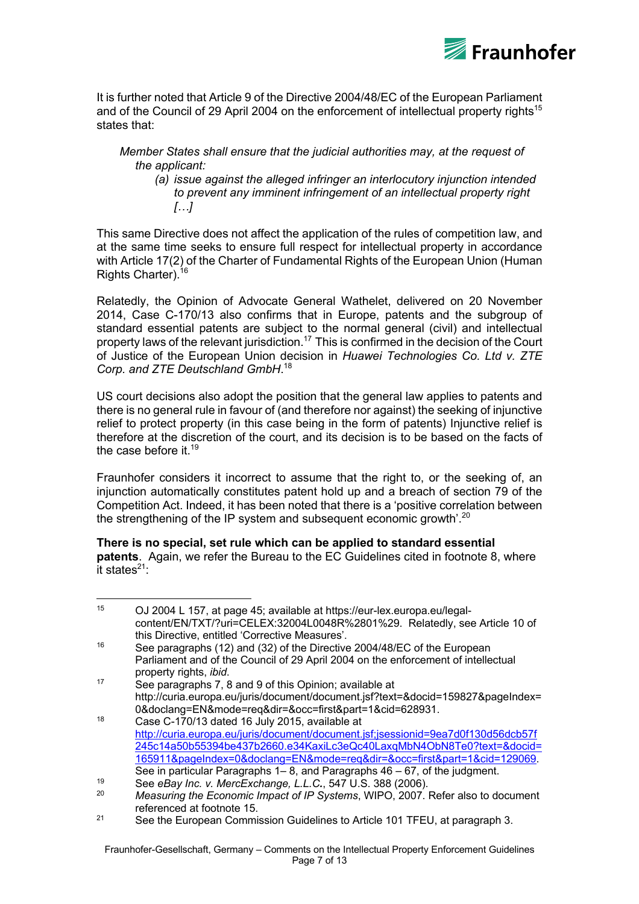It is further noted that Article 9 of the Directive 2004/48/EC of the European Parliament and of the Council of 29 April 2004 on the enforcement of intellectual property rights[15] states that:

> *Member States shall ensure that the judicial authorities may, at the request of the applicant:*
>
> *(a) issue against the alleged infringer an interlocutory injunction intended to prevent any imminent infringement of an intellectual property right […]*

This same Directive does not affect the application of the rules of competition law, and at the same time seeks to ensure full respect for intellectual property in accordance with Article 17(2) of the Charter of Fundamental Rights of the European Union (Human Rights Charter).[16]

Relatedly, the Opinion of Advocate General Wathelet, delivered on 20 November 2014, Case C-170/13 also confirms that in Europe, patents and the subgroup of standard essential patents are subject to the normal general (civil) and intellectual property laws of the relevant jurisdiction.[17] This is confirmed in the decision of the Court of Justice of the European Union decision in *Huawei Technologies Co. Ltd v. ZTE Corp. and ZTE Deutschland GmbH*.[18]

US court decisions also adopt the position that the general law applies to patents and there is no general rule in favour of (and therefore nor against) the seeking of injunctive relief to protect property (in this case being in the form of patents) Injunctive relief is therefore at the discretion of the court, and its decision is to be based on the facts of the case before it.[19]

Fraunhofer considers it incorrect to assume that the right to, or the seeking of, an injunction automatically constitutes patent hold up and a breach of section 79 of the Competition Act. Indeed, it has been noted that there is a 'positive correlation between the strengthening of the IP system and subsequent economic growth'.[20]

**There is no special, set rule which can be applied to standard essential patents**. Again, we refer the Bureau to the EC Guidelines cited in footnote 8, where it states[21]:

---

[15] OJ 2004 L 157, at page 45; available at https://eur-lex.europa.eu/legal-content/EN/TXT/?uri=CELEX:32004L0048R%2801%29. Relatedly, see Article 10 of this Directive, entitled 'Corrective Measures'.

[16] See paragraphs (12) and (32) of the Directive 2004/48/EC of the European Parliament and of the Council of 29 April 2004 on the enforcement of intellectual property rights, *ibid.*

[17] See paragraphs 7, 8 and 9 of this Opinion; available at http://curia.europa.eu/juris/document/document.jsf?text=&docid=159827&pageIndex=0&doclang=EN&mode=req&dir=&occ=first&part=1&cid=628931.

[18] Case C-170/13 dated 16 July 2015, available at http://curia.europa.eu/juris/document/document.jsf;jsessionid=9ea7d0f130d56dcb57f245c14a50b55394be437b2660.e34KaxiLc3eQc40LaxqMbN4ObN8Te0?text=&docid=165911&pageIndex=0&doclang=EN&mode=req&dir=&occ=first&part=1&cid=129069. See in particular Paragraphs 1– 8, and Paragraphs 46 – 67, of the judgment.

[19] See *eBay Inc. v. MercExchange, L.L.C.*, 547 U.S. 388 (2006).

[20] *Measuring the Economic Impact of IP Systems*, WIPO, 2007. Refer also to document referenced at footnote 15.

[21] See the European Commission Guidelines to Article 101 TFEU, at paragraph 3.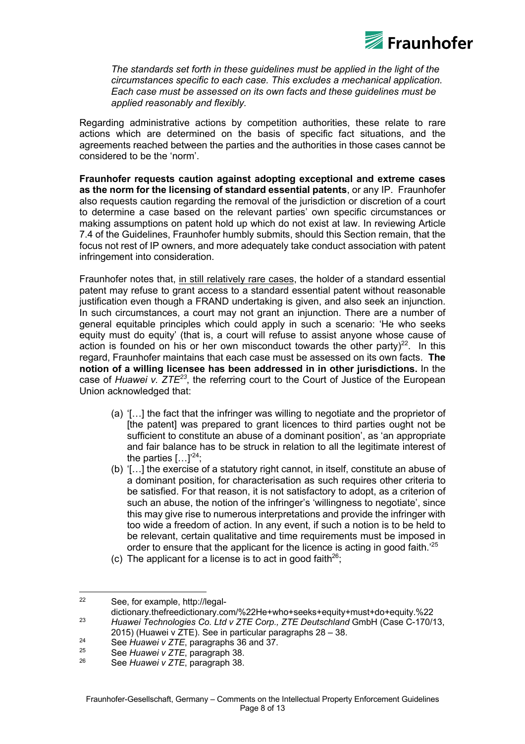*The standards set forth in these guidelines must be applied in the light of the circumstances specific to each case. This excludes a mechanical application. Each case must be assessed on its own facts and these guidelines must be applied reasonably and flexibly.*

Regarding administrative actions by competition authorities, these relate to rare actions which are determined on the basis of specific fact situations, and the agreements reached between the parties and the authorities in those cases cannot be considered to be the 'norm'.

**Fraunhofer requests caution against adopting exceptional and extreme cases as the norm for the licensing of standard essential patents**, or any IP. Fraunhofer also requests caution regarding the removal of the jurisdiction or discretion of a court to determine a case based on the relevant parties' own specific circumstances or making assumptions on patent hold up which do not exist at law. In reviewing Article 7.4 of the Guidelines, Fraunhofer humbly submits, should this Section remain, that the focus not rest of IP owners, and more adequately take conduct association with patent infringement into consideration.

Fraunhofer notes that, <u>in still relatively rare cases</u>, the holder of a standard essential patent may refuse to grant access to a standard essential patent without reasonable justification even though a FRAND undertaking is given, and also seek an injunction. In such circumstances, a court may not grant an injunction. There are a number of general equitable principles which could apply in such a scenario: 'He who seeks equity must do equity' (that is, a court will refuse to assist anyone whose cause of action is founded on his or her own misconduct towards the other party)[22]. In this regard, Fraunhofer maintains that each case must be assessed on its own facts. **The notion of a willing licensee has been addressed in in other jurisdictions.** In the case of *Huawei v. ZTE*[23], the referring court to the Court of Justice of the European Union acknowledged that:

(a) '[…] the fact that the infringer was willing to negotiate and the proprietor of [the patent] was prepared to grant licences to third parties ought not be sufficient to constitute an abuse of a dominant position', as 'an appropriate and fair balance has to be struck in relation to all the legitimate interest of the parties […]'[24];

(b) '[…] the exercise of a statutory right cannot, in itself, constitute an abuse of a dominant position, for characterisation as such requires other criteria to be satisfied. For that reason, it is not satisfactory to adopt, as a criterion of such an abuse, the notion of the infringer's 'willingness to negotiate', since this may give rise to numerous interpretations and provide the infringer with too wide a freedom of action. In any event, if such a notion is to be held to be relevant, certain qualitative and time requirements must be imposed in order to ensure that the applicant for the licence is acting in good faith.'[25]

(c) The applicant for a license is to act in good faith[26];

---

[22] See, for example, http://legal-dictionary.thefreedictionary.com/%22He+who+seeks+equity+must+do+equity.%22

[23] *Huawei Technologies Co. Ltd v ZTE Corp., ZTE Deutschland* GmbH (Case C-170/13, 2015) (Huawei v ZTE). See in particular paragraphs 28 – 38.

[24] See *Huawei v ZTE*, paragraphs 36 and 37.

[25] See *Huawei v ZTE*, paragraph 38.

[26] See *Huawei v ZTE*, paragraph 38.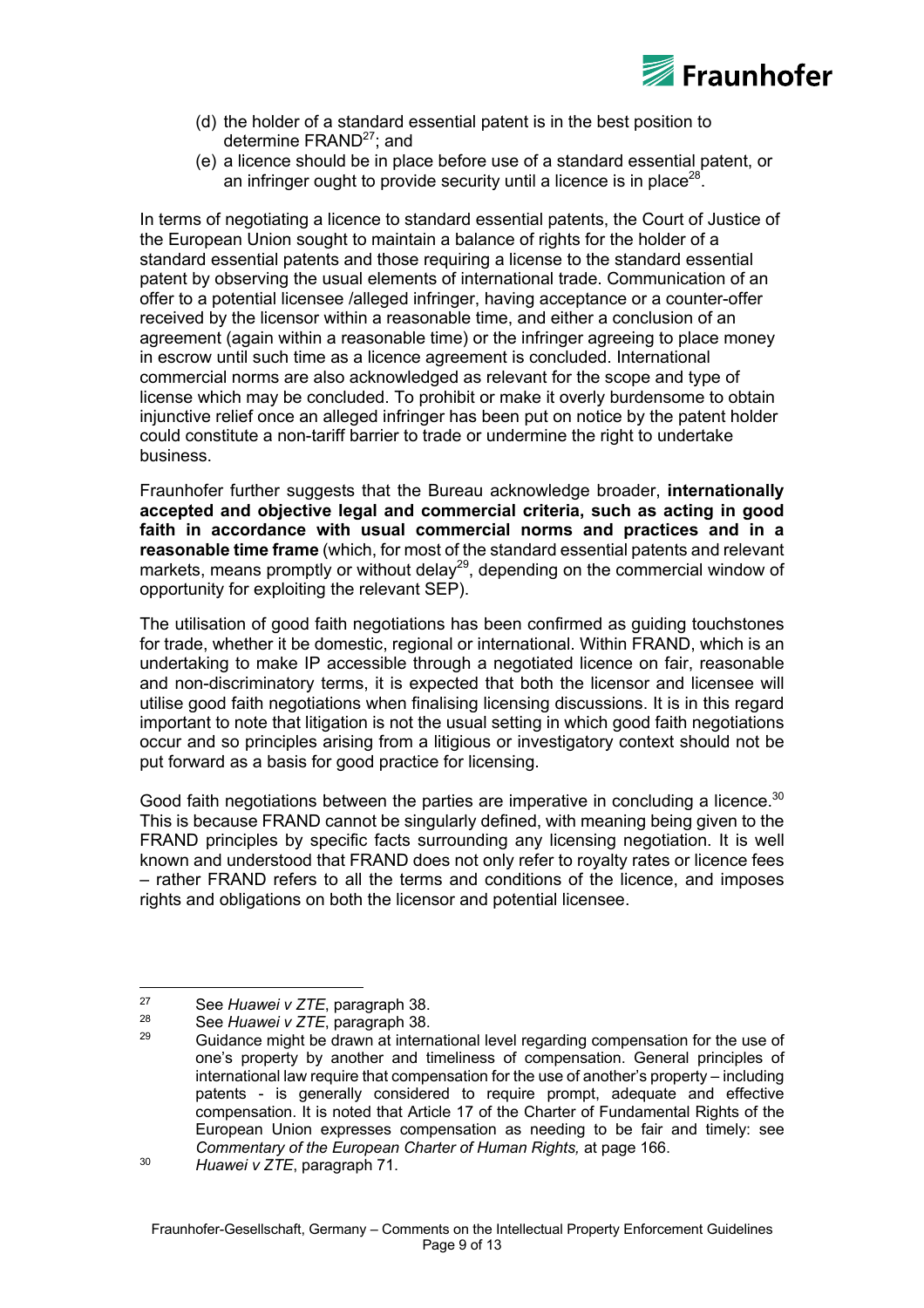(d) the holder of a standard essential patent is in the best position to determine FRAND[27]; and

(e) a licence should be in place before use of a standard essential patent, or an infringer ought to provide security until a licence is in place[28].

In terms of negotiating a licence to standard essential patents, the Court of Justice of the European Union sought to maintain a balance of rights for the holder of a standard essential patents and those requiring a license to the standard essential patent by observing the usual elements of international trade. Communication of an offer to a potential licensee /alleged infringer, having acceptance or a counter-offer received by the licensor within a reasonable time, and either a conclusion of an agreement (again within a reasonable time) or the infringer agreeing to place money in escrow until such time as a licence agreement is concluded. International commercial norms are also acknowledged as relevant for the scope and type of license which may be concluded. To prohibit or make it overly burdensome to obtain injunctive relief once an alleged infringer has been put on notice by the patent holder could constitute a non-tariff barrier to trade or undermine the right to undertake business.

Fraunhofer further suggests that the Bureau acknowledge broader, **internationally accepted and objective legal and commercial criteria, such as acting in good faith in accordance with usual commercial norms and practices and in a reasonable time frame** (which, for most of the standard essential patents and relevant markets, means promptly or without delay[29], depending on the commercial window of opportunity for exploiting the relevant SEP).

The utilisation of good faith negotiations has been confirmed as guiding touchstones for trade, whether it be domestic, regional or international. Within FRAND, which is an undertaking to make IP accessible through a negotiated licence on fair, reasonable and non-discriminatory terms, it is expected that both the licensor and licensee will utilise good faith negotiations when finalising licensing discussions. It is in this regard important to note that litigation is not the usual setting in which good faith negotiations occur and so principles arising from a litigious or investigatory context should not be put forward as a basis for good practice for licensing.

Good faith negotiations between the parties are imperative in concluding a licence.[30] This is because FRAND cannot be singularly defined, with meaning being given to the FRAND principles by specific facts surrounding any licensing negotiation. It is well known and understood that FRAND does not only refer to royalty rates or licence fees – rather FRAND refers to all the terms and conditions of the licence, and imposes rights and obligations on both the licensor and potential licensee.

---

[27] See *Huawei v ZTE*, paragraph 38.

[28] See *Huawei v ZTE*, paragraph 38.

[29] Guidance might be drawn at international level regarding compensation for the use of one's property by another and timeliness of compensation. General principles of international law require that compensation for the use of another's property – including patents - is generally considered to require prompt, adequate and effective compensation. It is noted that Article 17 of the Charter of Fundamental Rights of the European Union expresses compensation as needing to be fair and timely: see *Commentary of the European Charter of Human Rights,* at page 166.

[30] *Huawei v ZTE*, paragraph 71.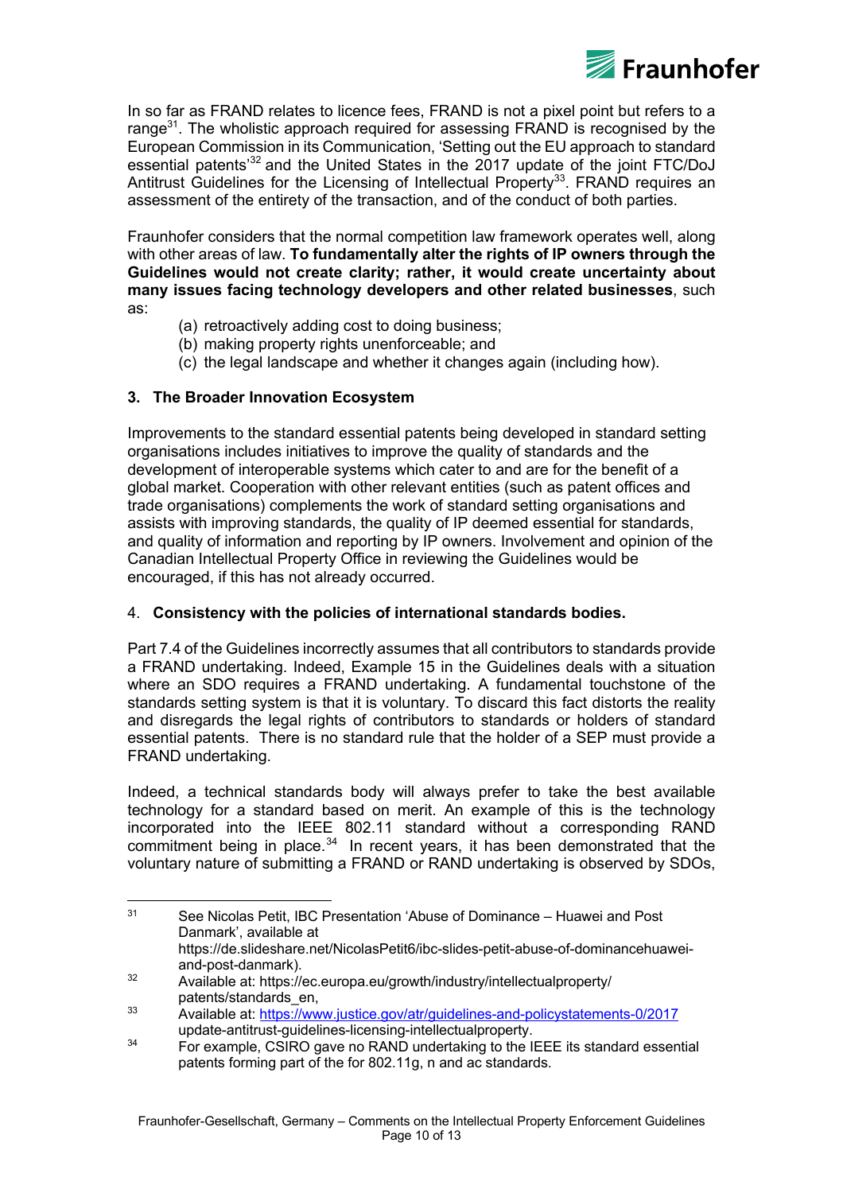In so far as FRAND relates to licence fees, FRAND is not a pixel point but refers to a range[31]. The wholistic approach required for assessing FRAND is recognised by the European Commission in its Communication, 'Setting out the EU approach to standard essential patents'[32] and the United States in the 2017 update of the joint FTC/DoJ Antitrust Guidelines for the Licensing of Intellectual Property[33]. FRAND requires an assessment of the entirety of the transaction, and of the conduct of both parties.

Fraunhofer considers that the normal competition law framework operates well, along with other areas of law. **To fundamentally alter the rights of IP owners through the Guidelines would not create clarity; rather, it would create uncertainty about many issues facing technology developers and other related businesses**, such as:

(a) retroactively adding cost to doing business;
(b) making property rights unenforceable; and
(c) the legal landscape and whether it changes again (including how).

### 3. The Broader Innovation Ecosystem

Improvements to the standard essential patents being developed in standard setting organisations includes initiatives to improve the quality of standards and the development of interoperable systems which cater to and are for the benefit of a global market. Cooperation with other relevant entities (such as patent offices and trade organisations) complements the work of standard setting organisations and assists with improving standards, the quality of IP deemed essential for standards, and quality of information and reporting by IP owners. Involvement and opinion of the Canadian Intellectual Property Office in reviewing the Guidelines would be encouraged, if this has not already occurred.

### 4. Consistency with the policies of international standards bodies.

Part 7.4 of the Guidelines incorrectly assumes that all contributors to standards provide a FRAND undertaking. Indeed, Example 15 in the Guidelines deals with a situation where an SDO requires a FRAND undertaking. A fundamental touchstone of the standards setting system is that it is voluntary. To discard this fact distorts the reality and disregards the legal rights of contributors to standards or holders of standard essential patents. There is no standard rule that the holder of a SEP must provide a FRAND undertaking.

Indeed, a technical standards body will always prefer to take the best available technology for a standard based on merit. An example of this is the technology incorporated into the IEEE 802.11 standard without a corresponding RAND commitment being in place.[34] In recent years, it has been demonstrated that the voluntary nature of submitting a FRAND or RAND undertaking is observed by SDOs,

---

[31] See Nicolas Petit, IBC Presentation 'Abuse of Dominance – Huawei and Post Danmark', available at https://de.slideshare.net/NicolasPetit6/ibc-slides-petit-abuse-of-dominancehuawei-and-post-danmark).

[32] Available at: https://ec.europa.eu/growth/industry/intellectualproperty/patents/standards_en,

[33] Available at: https://www.justice.gov/atr/guidelines-and-policystatements-0/2017 update-antitrust-guidelines-licensing-intellectualproperty.

[34] For example, CSIRO gave no RAND undertaking to the IEEE its standard essential patents forming part of the for 802.11g, n and ac standards.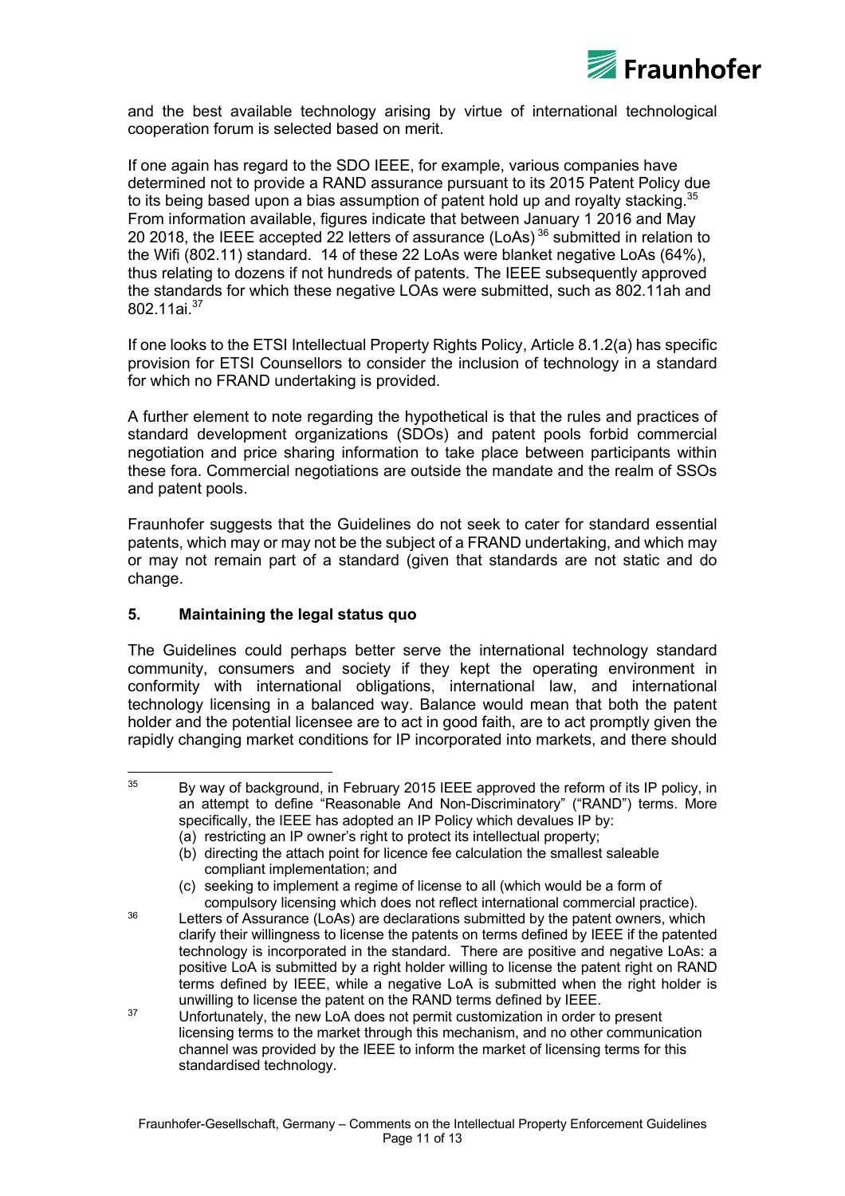and the best available technology arising by virtue of international technological cooperation forum is selected based on merit.

If one again has regard to the SDO IEEE, for example, various companies have determined not to provide a RAND assurance pursuant to its 2015 Patent Policy due to its being based upon a bias assumption of patent hold up and royalty stacking.[35] From information available, figures indicate that between January 1 2016 and May 20 2018, the IEEE accepted 22 letters of assurance (LoAs)[36] submitted in relation to the Wifi (802.11) standard. 14 of these 22 LoAs were blanket negative LoAs (64%), thus relating to dozens if not hundreds of patents. The IEEE subsequently approved the standards for which these negative LOAs were submitted, such as 802.11ah and 802.11ai.[37]

If one looks to the ETSI Intellectual Property Rights Policy, Article 8.1.2(a) has specific provision for ETSI Counsellors to consider the inclusion of technology in a standard for which no FRAND undertaking is provided.

A further element to note regarding the hypothetical is that the rules and practices of standard development organizations (SDOs) and patent pools forbid commercial negotiation and price sharing information to take place between participants within these fora. Commercial negotiations are outside the mandate and the realm of SSOs and patent pools.

Fraunhofer suggests that the Guidelines do not seek to cater for standard essential patents, which may or may not be the subject of a FRAND undertaking, and which may or may not remain part of a standard (given that standards are not static and do change.

## 5. Maintaining the legal status quo

The Guidelines could perhaps better serve the international technology standard community, consumers and society if they kept the operating environment in conformity with international obligations, international law, and international technology licensing in a balanced way. Balance would mean that both the patent holder and the potential licensee are to act in good faith, are to act promptly given the rapidly changing market conditions for IP incorporated into markets, and there should

---

[35] By way of background, in February 2015 IEEE approved the reform of its IP policy, in an attempt to define "Reasonable And Non-Discriminatory" ("RAND") terms. More specifically, the IEEE has adopted an IP Policy which devalues IP by:
(a) restricting an IP owner's right to protect its intellectual property;
(b) directing the attach point for licence fee calculation the smallest saleable compliant implementation; and
(c) seeking to implement a regime of license to all (which would be a form of compulsory licensing which does not reflect international commercial practice).

[36] Letters of Assurance (LoAs) are declarations submitted by the patent owners, which clarify their willingness to license the patents on terms defined by IEEE if the patented technology is incorporated in the standard. There are positive and negative LoAs: a positive LoA is submitted by a right holder willing to license the patent right on RAND terms defined by IEEE, while a negative LoA is submitted when the right holder is unwilling to license the patent on the RAND terms defined by IEEE.

[37] Unfortunately, the new LoA does not permit customization in order to present licensing terms to the market through this mechanism, and no other communication channel was provided by the IEEE to inform the market of licensing terms for this standardised technology.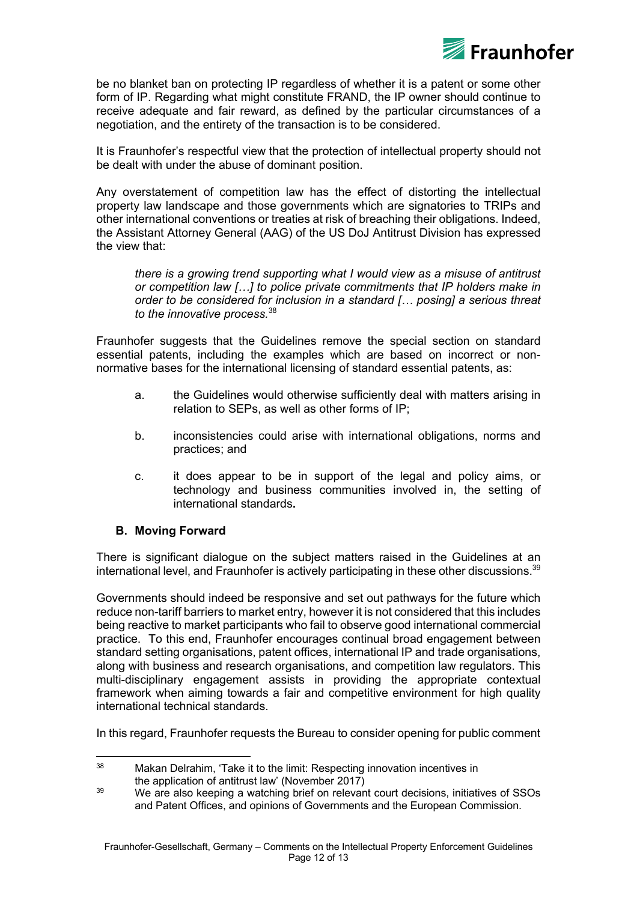be no blanket ban on protecting IP regardless of whether it is a patent or some other form of IP. Regarding what might constitute FRAND, the IP owner should continue to receive adequate and fair reward, as defined by the particular circumstances of a negotiation, and the entirety of the transaction is to be considered.

It is Fraunhofer's respectful view that the protection of intellectual property should not be dealt with under the abuse of dominant position.

Any overstatement of competition law has the effect of distorting the intellectual property law landscape and those governments which are signatories to TRIPs and other international conventions or treaties at risk of breaching their obligations. Indeed, the Assistant Attorney General (AAG) of the US DoJ Antitrust Division has expressed the view that:

> *there is a growing trend supporting what I would view as a misuse of antitrust or competition law […] to police private commitments that IP holders make in order to be considered for inclusion in a standard [… posing] a serious threat to the innovative process.*[38]

Fraunhofer suggests that the Guidelines remove the special section on standard essential patents, including the examples which are based on incorrect or non-normative bases for the international licensing of standard essential patents, as:

a. the Guidelines would otherwise sufficiently deal with matters arising in relation to SEPs, as well as other forms of IP;

b. inconsistencies could arise with international obligations, norms and practices; and

c. it does appear to be in support of the legal and policy aims, or technology and business communities involved in, the setting of international standards**.**

## B. Moving Forward

There is significant dialogue on the subject matters raised in the Guidelines at an international level, and Fraunhofer is actively participating in these other discussions.[39]

Governments should indeed be responsive and set out pathways for the future which reduce non-tariff barriers to market entry, however it is not considered that this includes being reactive to market participants who fail to observe good international commercial practice. To this end, Fraunhofer encourages continual broad engagement between standard setting organisations, patent offices, international IP and trade organisations, along with business and research organisations, and competition law regulators. This multi-disciplinary engagement assists in providing the appropriate contextual framework when aiming towards a fair and competitive environment for high quality international technical standards.

In this regard, Fraunhofer requests the Bureau to consider opening for public comment

---

[38] Makan Delrahim, 'Take it to the limit: Respecting innovation incentives in the application of antitrust law' (November 2017)

[39] We are also keeping a watching brief on relevant court decisions, initiatives of SSOs and Patent Offices, and opinions of Governments and the European Commission.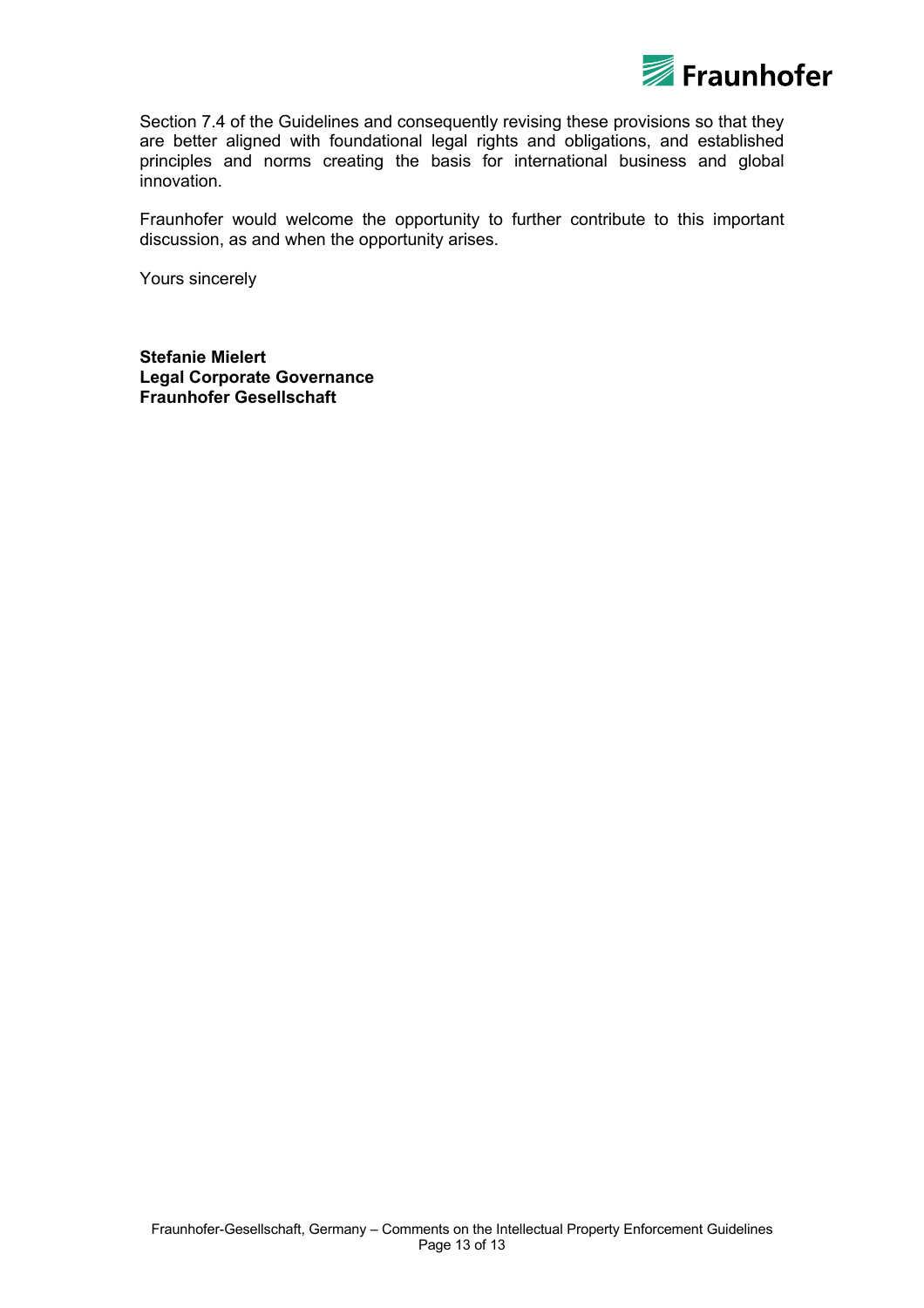Section 7.4 of the Guidelines and consequently revising these provisions so that they are better aligned with foundational legal rights and obligations, and established principles and norms creating the basis for international business and global innovation.

Fraunhofer would welcome the opportunity to further contribute to this important discussion, as and when the opportunity arises.

Yours sincerely

**Stefanie Mielert**
**Legal Corporate Governance**
**Fraunhofer Gesellschaft**